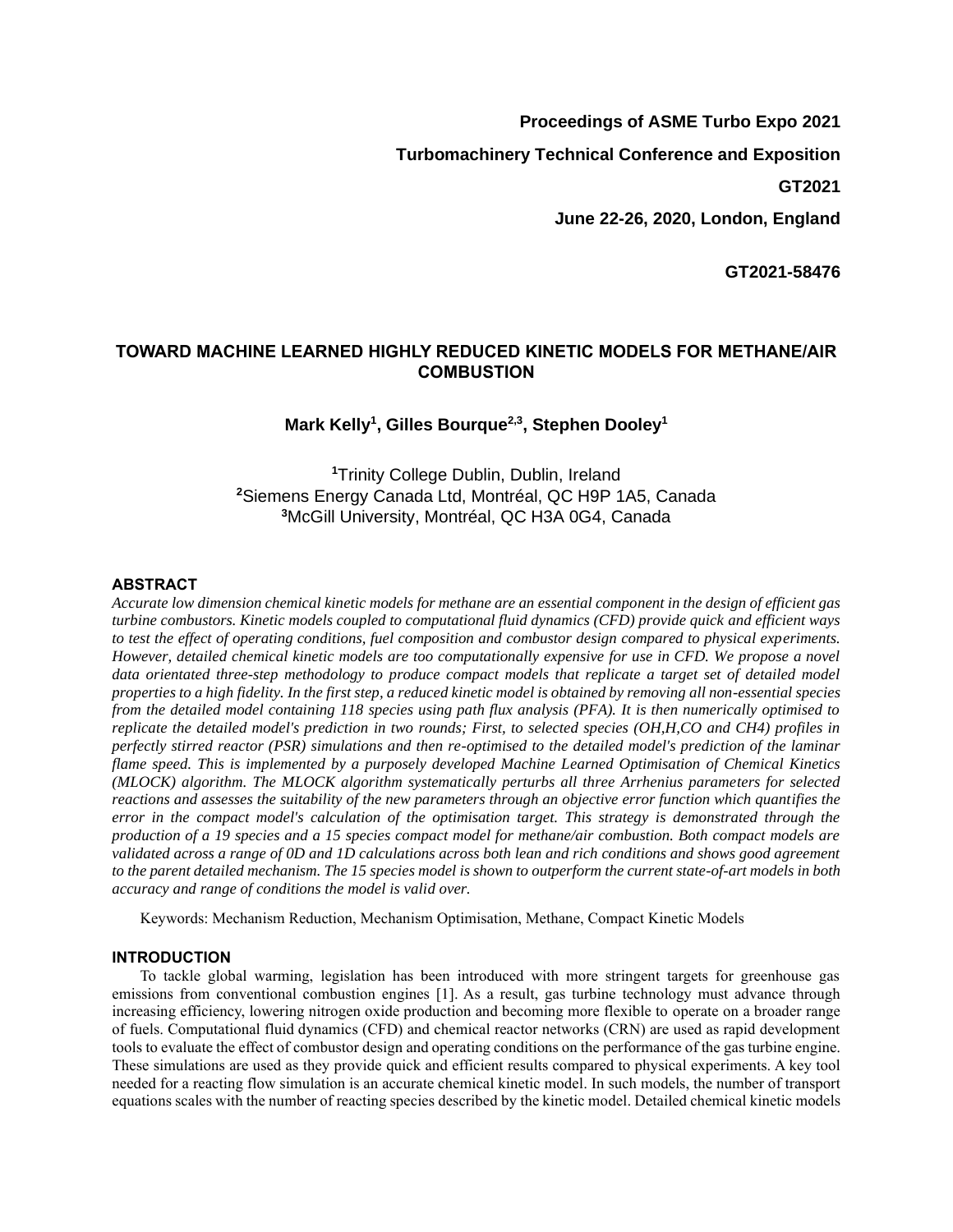**Proceedings of ASME Turbo Expo 2021**

**Turbomachinery Technical Conference and Exposition**

**GT2021**

**June 22-26, 2020, London, England**

**GT2021-58476**

# TOWARD MACHINE LEARNED HIGHLY REDUCED KINETIC MODELS FOR METHANE/AIR COMBUSTION

**Mark Kelly[1], Gilles Bourque[2,3], Stephen Dooley[1]**

[1]Trinity College Dublin, Dublin, Ireland
[2]Siemens Energy Canada Ltd, Montréal, QC H9P 1A5, Canada
[3]McGill University, Montréal, QC H3A 0G4, Canada

## ABSTRACT

*Accurate low dimension chemical kinetic models for methane are an essential component in the design of efficient gas turbine combustors. Kinetic models coupled to computational fluid dynamics (CFD) provide quick and efficient ways to test the effect of operating conditions, fuel composition and combustor design compared to physical experiments. However, detailed chemical kinetic models are too computationally expensive for use in CFD. We propose a novel data orientated three-step methodology to produce compact models that replicate a target set of detailed model properties to a high fidelity. In the first step, a reduced kinetic model is obtained by removing all non-essential species from the detailed model containing 118 species using path flux analysis (PFA). It is then numerically optimised to replicate the detailed model's prediction in two rounds; First, to selected species (OH,H,CO and CH4) profiles in perfectly stirred reactor (PSR) simulations and then re-optimised to the detailed model's prediction of the laminar flame speed. This is implemented by a purposely developed Machine Learned Optimisation of Chemical Kinetics (MLOCK) algorithm. The MLOCK algorithm systematically perturbs all three Arrhenius parameters for selected reactions and assesses the suitability of the new parameters through an objective error function which quantifies the error in the compact model's calculation of the optimisation target. This strategy is demonstrated through the production of a 19 species and a 15 species compact model for methane/air combustion. Both compact models are validated across a range of 0D and 1D calculations across both lean and rich conditions and shows good agreement to the parent detailed mechanism. The 15 species model is shown to outperform the current state-of-art models in both accuracy and range of conditions the model is valid over.*

Keywords: Mechanism Reduction, Mechanism Optimisation, Methane, Compact Kinetic Models

## INTRODUCTION

To tackle global warming, legislation has been introduced with more stringent targets for greenhouse gas emissions from conventional combustion engines [1]. As a result, gas turbine technology must advance through increasing efficiency, lowering nitrogen oxide production and becoming more flexible to operate on a broader range of fuels. Computational fluid dynamics (CFD) and chemical reactor networks (CRN) are used as rapid development tools to evaluate the effect of combustor design and operating conditions on the performance of the gas turbine engine. These simulations are used as they provide quick and efficient results compared to physical experiments. A key tool needed for a reacting flow simulation is an accurate chemical kinetic model. In such models, the number of transport equations scales with the number of reacting species described by the kinetic model. Detailed chemical kinetic models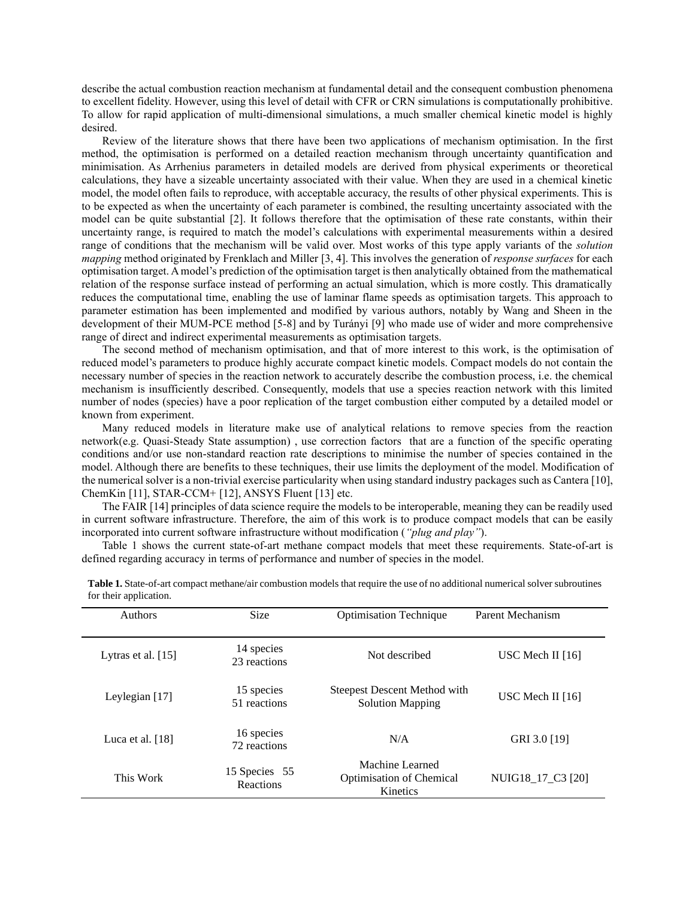describe the actual combustion reaction mechanism at fundamental detail and the consequent combustion phenomena to excellent fidelity. However, using this level of detail with CFR or CRN simulations is computationally prohibitive. To allow for rapid application of multi-dimensional simulations, a much smaller chemical kinetic model is highly desired.

Review of the literature shows that there have been two applications of mechanism optimisation. In the first method, the optimisation is performed on a detailed reaction mechanism through uncertainty quantification and minimisation. As Arrhenius parameters in detailed models are derived from physical experiments or theoretical calculations, they have a sizeable uncertainty associated with their value. When they are used in a chemical kinetic model, the model often fails to reproduce, with acceptable accuracy, the results of other physical experiments. This is to be expected as when the uncertainty of each parameter is combined, the resulting uncertainty associated with the model can be quite substantial [2]. It follows therefore that the optimisation of these rate constants, within their uncertainty range, is required to match the model's calculations with experimental measurements within a desired range of conditions that the mechanism will be valid over. Most works of this type apply variants of the *solution mapping* method originated by Frenklach and Miller [3, 4]. This involves the generation of *response surfaces* for each optimisation target. A model's prediction of the optimisation target is then analytically obtained from the mathematical relation of the response surface instead of performing an actual simulation, which is more costly. This dramatically reduces the computational time, enabling the use of laminar flame speeds as optimisation targets. This approach to parameter estimation has been implemented and modified by various authors, notably by Wang and Sheen in the development of their MUM-PCE method [5-8] and by Turányi [9] who made use of wider and more comprehensive range of direct and indirect experimental measurements as optimisation targets.

The second method of mechanism optimisation, and that of more interest to this work, is the optimisation of reduced model's parameters to produce highly accurate compact kinetic models. Compact models do not contain the necessary number of species in the reaction network to accurately describe the combustion process, i.e. the chemical mechanism is insufficiently described. Consequently, models that use a species reaction network with this limited number of nodes (species) have a poor replication of the target combustion either computed by a detailed model or known from experiment.

Many reduced models in literature make use of analytical relations to remove species from the reaction network(e.g. Quasi-Steady State assumption) , use correction factors that are a function of the specific operating conditions and/or use non-standard reaction rate descriptions to minimise the number of species contained in the model. Although there are benefits to these techniques, their use limits the deployment of the model. Modification of the numerical solver is a non-trivial exercise particularity when using standard industry packages such as Cantera [10], ChemKin [11], STAR-CCM+ [12], ANSYS Fluent [13] etc.

The FAIR [14] principles of data science require the models to be interoperable, meaning they can be readily used in current software infrastructure. Therefore, the aim of this work is to produce compact models that can be easily incorporated into current software infrastructure without modification (*"plug and play"*).

Table 1 shows the current state-of-art methane compact models that meet these requirements. State-of-art is defined regarding accuracy in terms of performance and number of species in the model.

**Table 1.** State-of-art compact methane/air combustion models that require the use of no additional numerical solver subroutines for their application.

| Authors | Size | Optimisation Technique | Parent Mechanism |
|---|---|---|---|
| Lytras et al. [15] | 14 species 23 reactions | Not described | USC Mech II [16] |
| Leylegian [17] | 15 species 51 reactions | Steepest Descent Method with Solution Mapping | USC Mech II [16] |
| Luca et al. [18] | 16 species 72 reactions | N/A | GRI 3.0 [19] |
| This Work | 15 Species 55 Reactions | Machine Learned Optimisation of Chemical Kinetics | NUIG18_17_C3 [20] |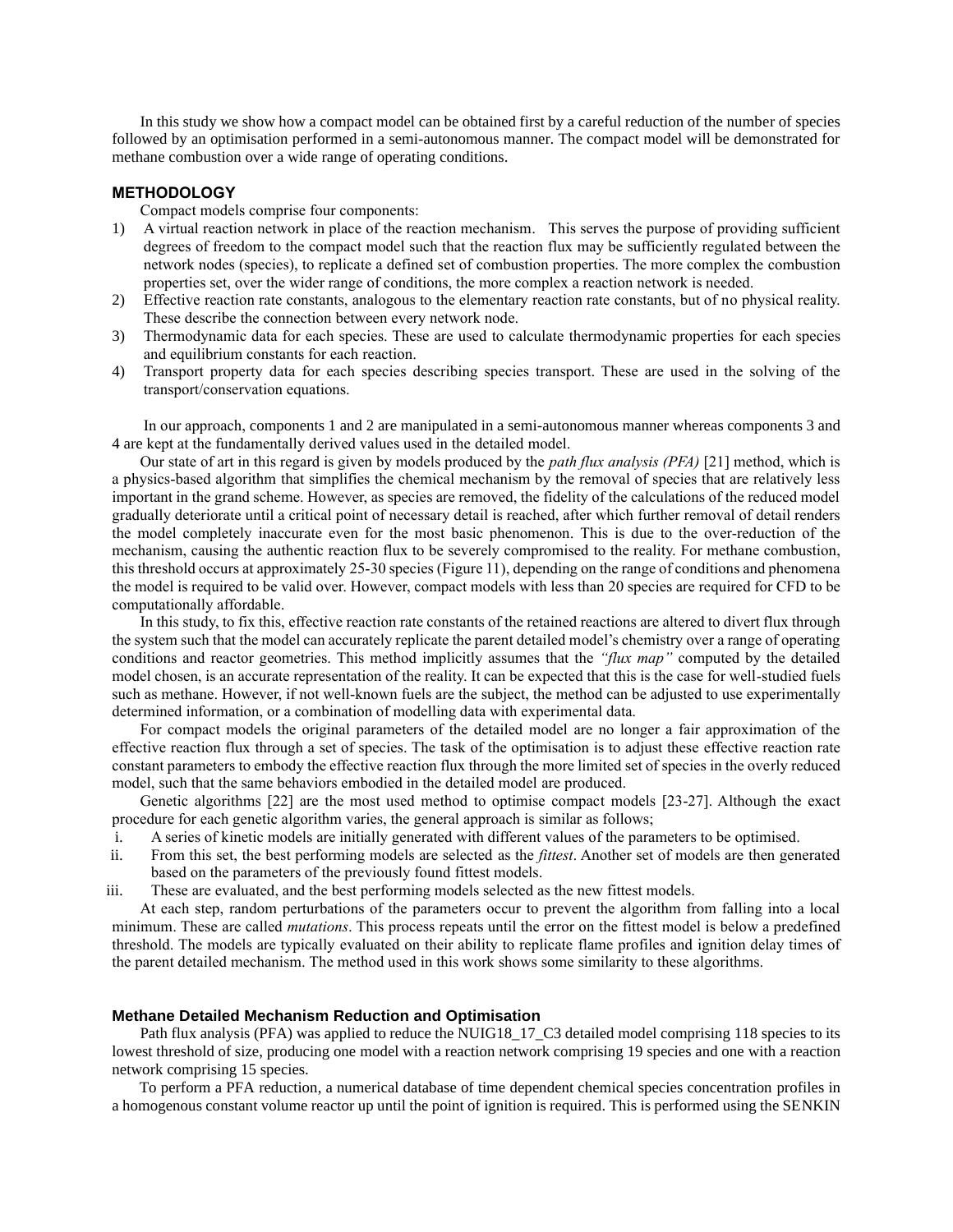In this study we show how a compact model can be obtained first by a careful reduction of the number of species followed by an optimisation performed in a semi-autonomous manner. The compact model will be demonstrated for methane combustion over a wide range of operating conditions.

## METHODOLOGY

Compact models comprise four components:

1) A virtual reaction network in place of the reaction mechanism. This serves the purpose of providing sufficient degrees of freedom to the compact model such that the reaction flux may be sufficiently regulated between the network nodes (species), to replicate a defined set of combustion properties. The more complex the combustion properties set, over the wider range of conditions, the more complex a reaction network is needed.
2) Effective reaction rate constants, analogous to the elementary reaction rate constants, but of no physical reality. These describe the connection between every network node.
3) Thermodynamic data for each species. These are used to calculate thermodynamic properties for each species and equilibrium constants for each reaction.
4) Transport property data for each species describing species transport. These are used in the solving of the transport/conservation equations.

In our approach, components 1 and 2 are manipulated in a semi-autonomous manner whereas components 3 and 4 are kept at the fundamentally derived values used in the detailed model.

Our state of art in this regard is given by models produced by the *path flux analysis (PFA)* [21] method, which is a physics-based algorithm that simplifies the chemical mechanism by the removal of species that are relatively less important in the grand scheme. However, as species are removed, the fidelity of the calculations of the reduced model gradually deteriorate until a critical point of necessary detail is reached, after which further removal of detail renders the model completely inaccurate even for the most basic phenomenon. This is due to the over-reduction of the mechanism, causing the authentic reaction flux to be severely compromised to the reality. For methane combustion, this threshold occurs at approximately 25-30 species (Figure 11), depending on the range of conditions and phenomena the model is required to be valid over. However, compact models with less than 20 species are required for CFD to be computationally affordable.

In this study, to fix this, effective reaction rate constants of the retained reactions are altered to divert flux through the system such that the model can accurately replicate the parent detailed model's chemistry over a range of operating conditions and reactor geometries. This method implicitly assumes that the *"flux map"* computed by the detailed model chosen, is an accurate representation of the reality. It can be expected that this is the case for well-studied fuels such as methane. However, if not well-known fuels are the subject, the method can be adjusted to use experimentally determined information, or a combination of modelling data with experimental data.

For compact models the original parameters of the detailed model are no longer a fair approximation of the effective reaction flux through a set of species. The task of the optimisation is to adjust these effective reaction rate constant parameters to embody the effective reaction flux through the more limited set of species in the overly reduced model, such that the same behaviors embodied in the detailed model are produced.

Genetic algorithms [22] are the most used method to optimise compact models [23-27]. Although the exact procedure for each genetic algorithm varies, the general approach is similar as follows;

i. A series of kinetic models are initially generated with different values of the parameters to be optimised.
ii. From this set, the best performing models are selected as the *fittest*. Another set of models are then generated based on the parameters of the previously found fittest models.
iii. These are evaluated, and the best performing models selected as the new fittest models.

At each step, random perturbations of the parameters occur to prevent the algorithm from falling into a local minimum. These are called *mutations*. This process repeats until the error on the fittest model is below a predefined threshold. The models are typically evaluated on their ability to replicate flame profiles and ignition delay times of the parent detailed mechanism. The method used in this work shows some similarity to these algorithms.

### Methane Detailed Mechanism Reduction and Optimisation

Path flux analysis (PFA) was applied to reduce the NUIG18_17_C3 detailed model comprising 118 species to its lowest threshold of size, producing one model with a reaction network comprising 19 species and one with a reaction network comprising 15 species.

To perform a PFA reduction, a numerical database of time dependent chemical species concentration profiles in a homogenous constant volume reactor up until the point of ignition is required. This is performed using the SENKIN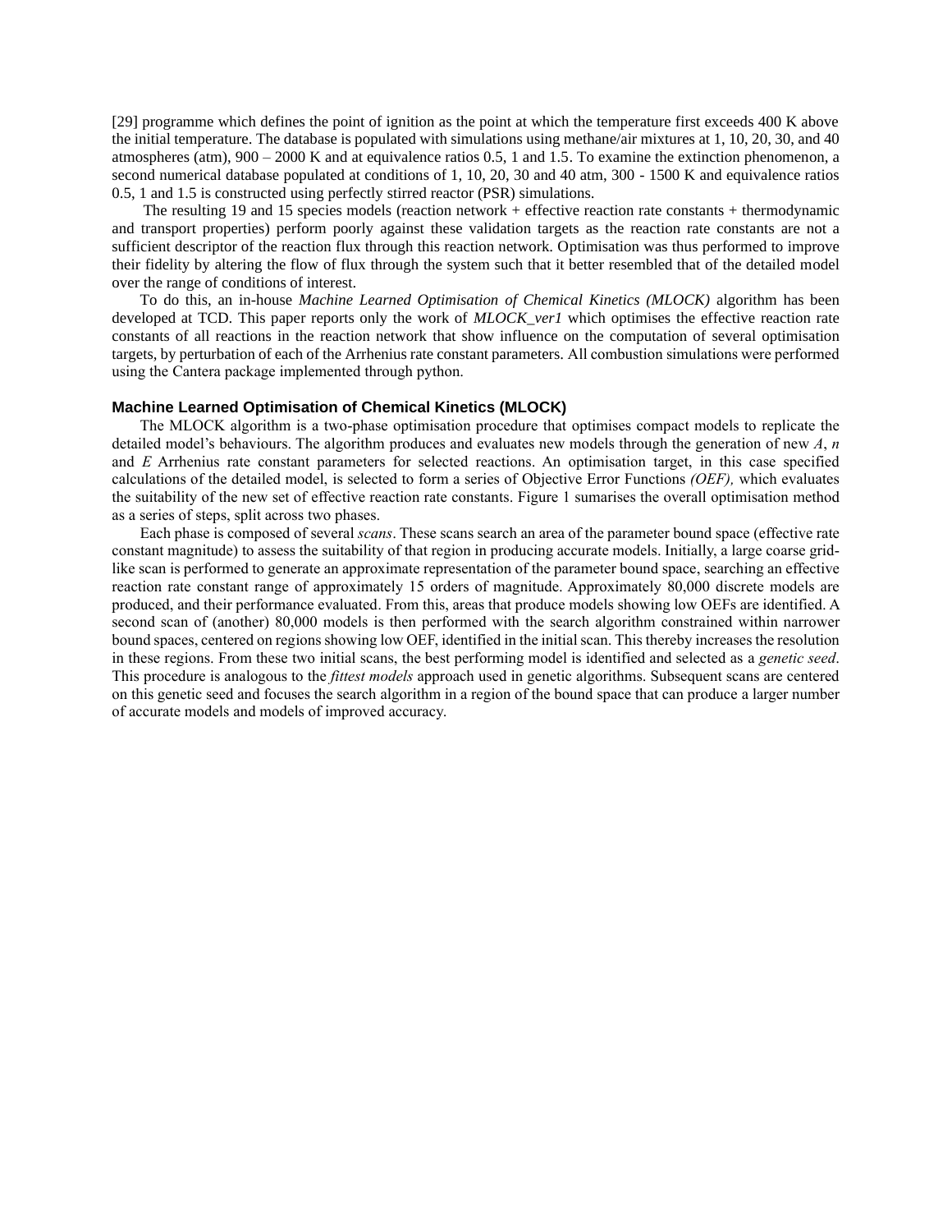[29] programme which defines the point of ignition as the point at which the temperature first exceeds 400 K above the initial temperature. The database is populated with simulations using methane/air mixtures at 1, 10, 20, 30, and 40 atmospheres (atm), 900 – 2000 K and at equivalence ratios 0.5, 1 and 1.5. To examine the extinction phenomenon, a second numerical database populated at conditions of 1, 10, 20, 30 and 40 atm, 300 - 1500 K and equivalence ratios 0.5, 1 and 1.5 is constructed using perfectly stirred reactor (PSR) simulations.

The resulting 19 and 15 species models (reaction network + effective reaction rate constants + thermodynamic and transport properties) perform poorly against these validation targets as the reaction rate constants are not a sufficient descriptor of the reaction flux through this reaction network. Optimisation was thus performed to improve their fidelity by altering the flow of flux through the system such that it better resembled that of the detailed model over the range of conditions of interest.

To do this, an in-house *Machine Learned Optimisation of Chemical Kinetics (MLOCK)* algorithm has been developed at TCD. This paper reports only the work of *MLOCK_ver1* which optimises the effective reaction rate constants of all reactions in the reaction network that show influence on the computation of several optimisation targets, by perturbation of each of the Arrhenius rate constant parameters. All combustion simulations were performed using the Cantera package implemented through python.

## Machine Learned Optimisation of Chemical Kinetics (MLOCK)

The MLOCK algorithm is a two-phase optimisation procedure that optimises compact models to replicate the detailed model's behaviours. The algorithm produces and evaluates new models through the generation of new $A$, $n$ and $E$ Arrhenius rate constant parameters for selected reactions. An optimisation target, in this case specified calculations of the detailed model, is selected to form a series of Objective Error Functions *(OEF),* which evaluates the suitability of the new set of effective reaction rate constants. Figure 1 sumarises the overall optimisation method as a series of steps, split across two phases.

Each phase is composed of several *scans*. These scans search an area of the parameter bound space (effective rate constant magnitude) to assess the suitability of that region in producing accurate models. Initially, a large coarse grid-like scan is performed to generate an approximate representation of the parameter bound space, searching an effective reaction rate constant range of approximately 15 orders of magnitude. Approximately 80,000 discrete models are produced, and their performance evaluated. From this, areas that produce models showing low OEFs are identified. A second scan of (another) 80,000 models is then performed with the search algorithm constrained within narrower bound spaces, centered on regions showing low OEF, identified in the initial scan. This thereby increases the resolution in these regions. From these two initial scans, the best performing model is identified and selected as a *genetic seed*. This procedure is analogous to the *fittest models* approach used in genetic algorithms. Subsequent scans are centered on this genetic seed and focuses the search algorithm in a region of the bound space that can produce a larger number of accurate models and models of improved accuracy.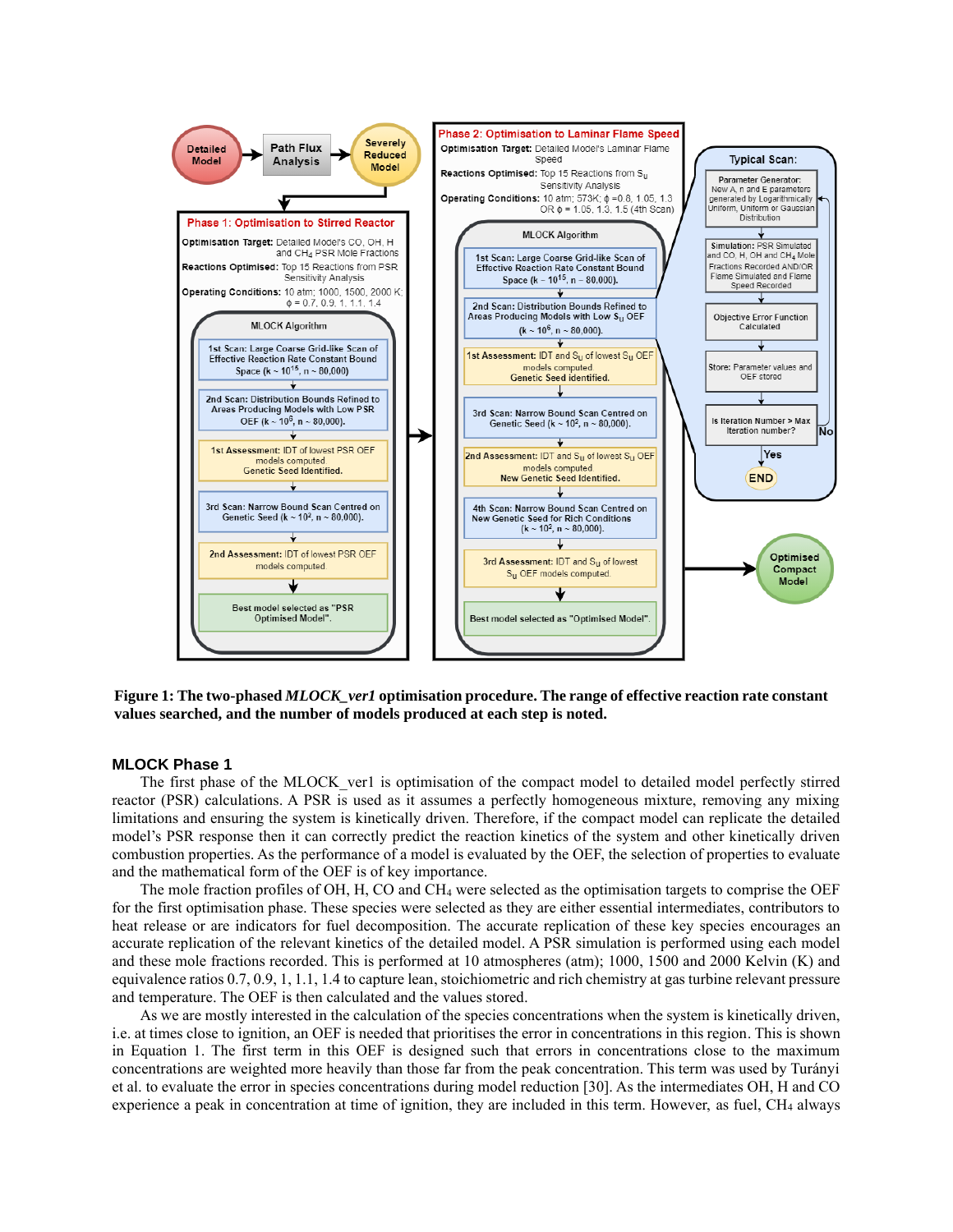**Figure 1: The two-phased *MLOCK_ver1* optimisation procedure. The range of effective reaction rate constant values searched, and the number of models produced at each step is noted.**

## MLOCK Phase 1

The first phase of the MLOCK_ver1 is optimisation of the compact model to detailed model perfectly stirred reactor (PSR) calculations. A PSR is used as it assumes a perfectly homogeneous mixture, removing any mixing limitations and ensuring the system is kinetically driven. Therefore, if the compact model can replicate the detailed model's PSR response then it can correctly predict the reaction kinetics of the system and other kinetically driven combustion properties. As the performance of a model is evaluated by the OEF, the selection of properties to evaluate and the mathematical form of the OEF is of key importance.

The mole fraction profiles of OH, H, CO and $CH_4$ were selected as the optimisation targets to comprise the OEF for the first optimisation phase. These species were selected as they are either essential intermediates, contributors to heat release or are indicators for fuel decomposition. The accurate replication of these key species encourages an accurate replication of the relevant kinetics of the detailed model. A PSR simulation is performed using each model and these mole fractions recorded. This is performed at 10 atmospheres (atm); 1000, 1500 and 2000 Kelvin (K) and equivalence ratios 0.7, 0.9, 1, 1.1, 1.4 to capture lean, stoichiometric and rich chemistry at gas turbine relevant pressure and temperature. The OEF is then calculated and the values stored.

As we are mostly interested in the calculation of the species concentrations when the system is kinetically driven, i.e. at times close to ignition, an OEF is needed that prioritises the error in concentrations in this region. This is shown in Equation 1. The first term in this OEF is designed such that errors in concentrations close to the maximum concentrations are weighted more heavily than those far from the peak concentration. This term was used by Turányi et al. to evaluate the error in species concentrations during model reduction [30]. As the intermediates OH, H and CO experience a peak in concentration at time of ignition, they are included in this term. However, as fuel, $CH_4$ always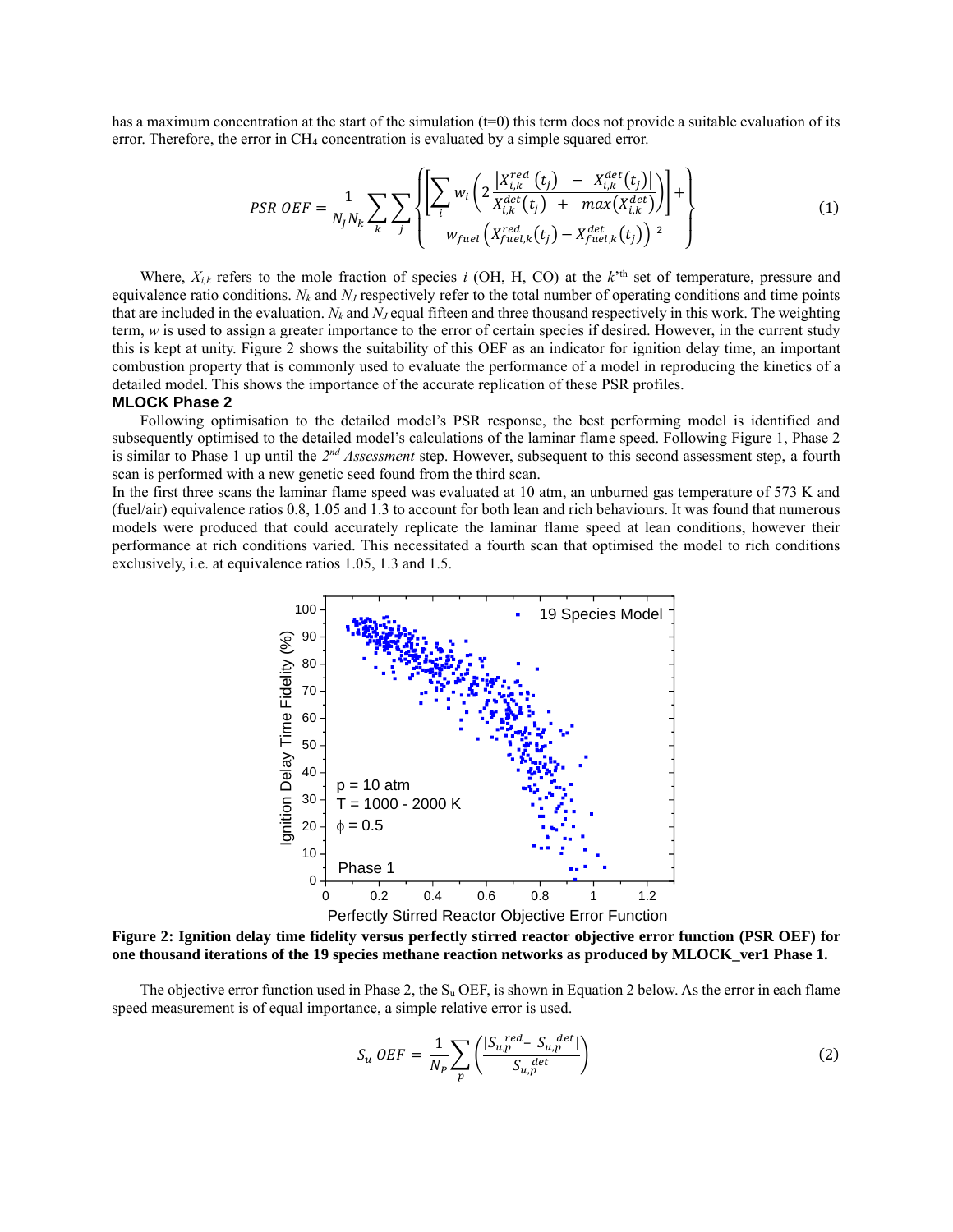has a maximum concentration at the start of the simulation (t=0) this term does not provide a suitable evaluation of its error. Therefore, the error in $CH_4$ concentration is evaluated by a simple squared error.

$$PSR\ OEF = \frac{1}{N_J N_k} \sum_k \sum_j \left\{ \begin{matrix} \left[ \sum_i w_i \left( 2 \frac{\left| X_{i,k}^{red}(t_j) - X_{i,k}^{det}(t_j) \right|}{X_{i,k}^{det}(t_j) + max(X_{i,k}^{det})} \right) \right] + \\ w_{fuel} \left( X_{fuel,k}^{red}(t_j) - X_{fuel,k}^{det}(t_j) \right)^2 \end{matrix} \right\} \tag{1}$$

Where, $X_{i,k}$ refers to the mole fraction of species $i$ (OH, H, CO) at the $k$'th set of temperature, pressure and equivalence ratio conditions. $N_k$ and $N_J$ respectively refer to the total number of operating conditions and time points that are included in the evaluation. $N_k$ and $N_J$ equal fifteen and three thousand respectively in this work. The weighting term, $w$ is used to assign a greater importance to the error of certain species if desired. However, in the current study this is kept at unity. Figure 2 shows the suitability of this OEF as an indicator for ignition delay time, an important combustion property that is commonly used to evaluate the performance of a model in reproducing the kinetics of a detailed model. This shows the importance of the accurate replication of these PSR profiles.

**MLOCK Phase 2**

Following optimisation to the detailed model's PSR response, the best performing model is identified and subsequently optimised to the detailed model's calculations of the laminar flame speed. Following Figure 1, Phase 2 is similar to Phase 1 up until the *2nd Assessment* step. However, subsequent to this second assessment step, a fourth scan is performed with a new genetic seed found from the third scan.

In the first three scans the laminar flame speed was evaluated at 10 atm, an unburned gas temperature of 573 K and (fuel/air) equivalence ratios 0.8, 1.05 and 1.3 to account for both lean and rich behaviours. It was found that numerous models were produced that could accurately replicate the laminar flame speed at lean conditions, however their performance at rich conditions varied. This necessitated a fourth scan that optimised the model to rich conditions exclusively, i.e. at equivalence ratios 1.05, 1.3 and 1.5.

**Figure 2: Ignition delay time fidelity versus perfectly stirred reactor objective error function (PSR OEF) for one thousand iterations of the 19 species methane reaction networks as produced by MLOCK_ver1 Phase 1.**

The objective error function used in Phase 2, the $S_u$ OEF, is shown in Equation 2 below. As the error in each flame speed measurement is of equal importance, a simple relative error is used.

$$S_u\ OEF = \frac{1}{N_P} \sum_p \left( \frac{\left| S_{u,p}^{\ red} - S_{u,p}^{\ det} \right|}{S_{u,p}^{\ det}} \right) \tag{2}$$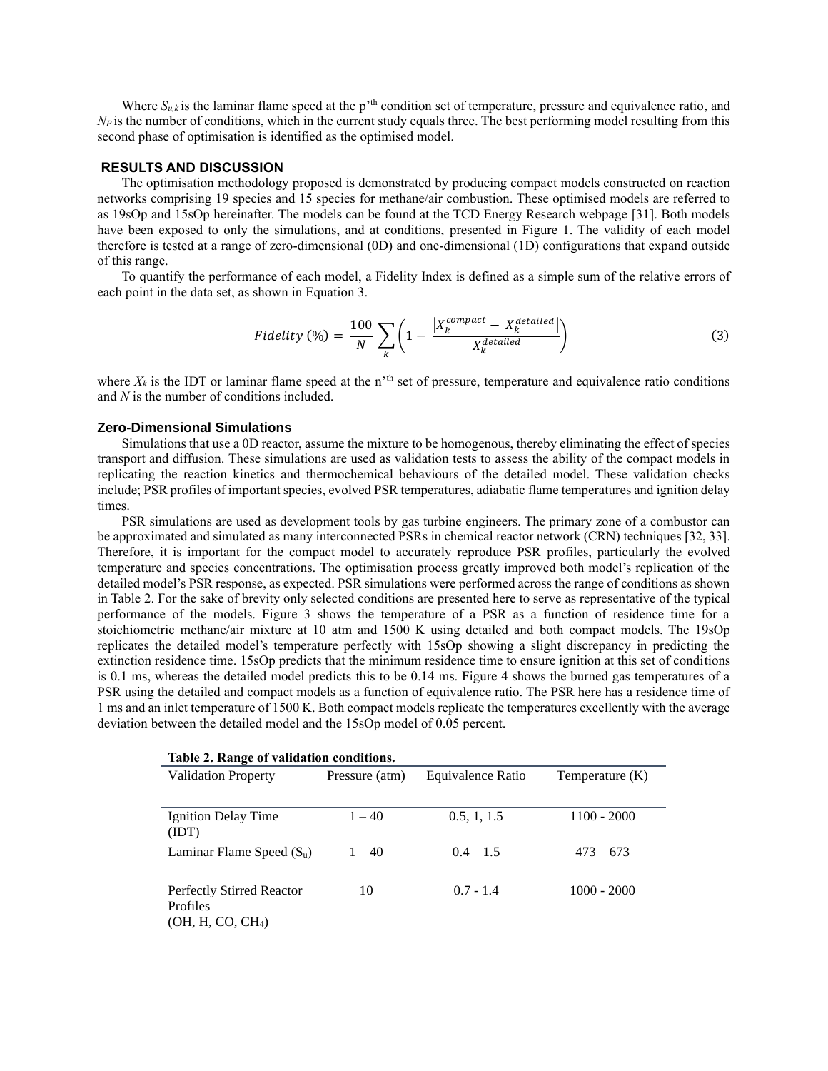Where $S_{u,k}$ is the laminar flame speed at the p'th condition set of temperature, pressure and equivalence ratio, and $N_P$ is the number of conditions, which in the current study equals three. The best performing model resulting from this second phase of optimisation is identified as the optimised model.

## RESULTS AND DISCUSSION

The optimisation methodology proposed is demonstrated by producing compact models constructed on reaction networks comprising 19 species and 15 species for methane/air combustion. These optimised models are referred to as 19sOp and 15sOp hereinafter. The models can be found at the TCD Energy Research webpage [31]. Both models have been exposed to only the simulations, and at conditions, presented in Figure 1. The validity of each model therefore is tested at a range of zero-dimensional (0D) and one-dimensional (1D) configurations that expand outside of this range.

To quantify the performance of each model, a Fidelity Index is defined as a simple sum of the relative errors of each point in the data set, as shown in Equation 3.

$$Fidelity\ (\%) = \frac{100}{N} \sum_{k} \left( 1 - \frac{\left| X_k^{compact} - X_k^{detailed} \right|}{X_k^{detailed}} \right) \tag{3}$$

where $X_k$ is the IDT or laminar flame speed at the n'th set of pressure, temperature and equivalence ratio conditions and $N$ is the number of conditions included.

### Zero-Dimensional Simulations

Simulations that use a 0D reactor, assume the mixture to be homogenous, thereby eliminating the effect of species transport and diffusion. These simulations are used as validation tests to assess the ability of the compact models in replicating the reaction kinetics and thermochemical behaviours of the detailed model. These validation checks include; PSR profiles of important species, evolved PSR temperatures, adiabatic flame temperatures and ignition delay times.

PSR simulations are used as development tools by gas turbine engineers. The primary zone of a combustor can be approximated and simulated as many interconnected PSRs in chemical reactor network (CRN) techniques [32, 33]. Therefore, it is important for the compact model to accurately reproduce PSR profiles, particularly the evolved temperature and species concentrations. The optimisation process greatly improved both model's replication of the detailed model's PSR response, as expected. PSR simulations were performed across the range of conditions as shown in Table 2. For the sake of brevity only selected conditions are presented here to serve as representative of the typical performance of the models. Figure 3 shows the temperature of a PSR as a function of residence time for a stoichiometric methane/air mixture at 10 atm and 1500 K using detailed and both compact models. The 19sOp replicates the detailed model's temperature perfectly with 15sOp showing a slight discrepancy in predicting the extinction residence time. 15sOp predicts that the minimum residence time to ensure ignition at this set of conditions is 0.1 ms, whereas the detailed model predicts this to be 0.14 ms. Figure 4 shows the burned gas temperatures of a PSR using the detailed and compact models as a function of equivalence ratio. The PSR here has a residence time of 1 ms and an inlet temperature of 1500 K. Both compact models replicate the temperatures excellently with the average deviation between the detailed model and the 15sOp model of 0.05 percent.

**Table 2. Range of validation conditions.**

| Validation Property | Pressure (atm) | Equivalence Ratio | Temperature (K) |
|---|---|---|---|
| Ignition Delay Time (IDT) | 1 – 40 | 0.5, 1, 1.5 | 1100 - 2000 |
| Laminar Flame Speed ($S_u$) | 1 – 40 | 0.4 – 1.5 | 473 – 673 |
| Perfectly Stirred Reactor Profiles (OH, H, CO, $CH_4$) | 10 | 0.7 - 1.4 | 1000 - 2000 |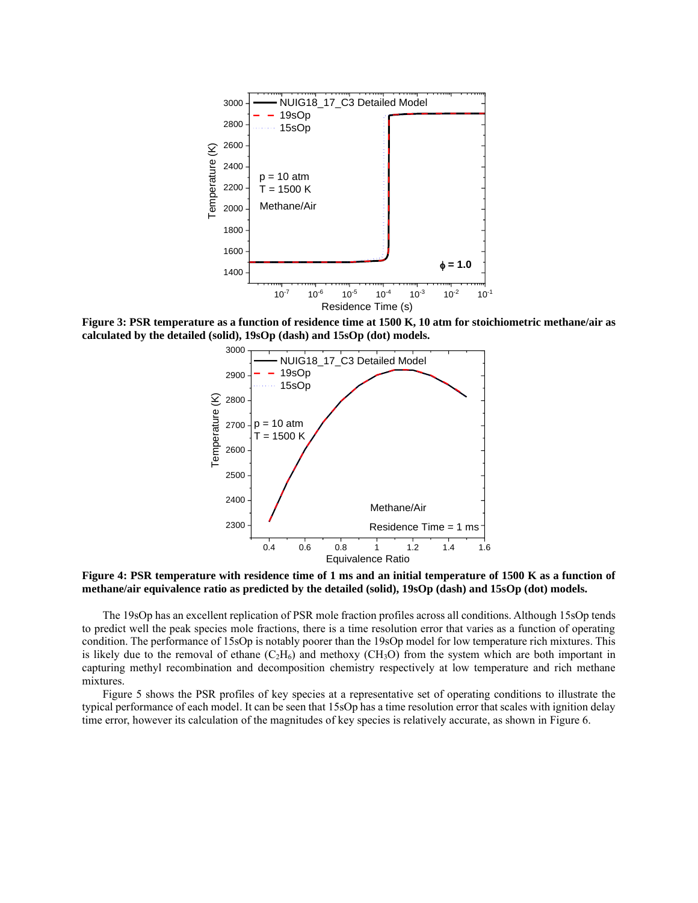**Figure 3: PSR temperature as a function of residence time at 1500 K, 10 atm for stoichiometric methane/air as calculated by the detailed (solid), 19sOp (dash) and 15sOp (dot) models.**

**Figure 4: PSR temperature with residence time of 1 ms and an initial temperature of 1500 K as a function of methane/air equivalence ratio as predicted by the detailed (solid), 19sOp (dash) and 15sOp (dot) models.**

The 19sOp has an excellent replication of PSR mole fraction profiles across all conditions. Although 15sOp tends to predict well the peak species mole fractions, there is a time resolution error that varies as a function of operating condition. The performance of 15sOp is notably poorer than the 19sOp model for low temperature rich mixtures. This is likely due to the removal of ethane ($C_2H_6$) and methoxy ($CH_3O$) from the system which are both important in capturing methyl recombination and decomposition chemistry respectively at low temperature and rich methane mixtures.

Figure 5 shows the PSR profiles of key species at a representative set of operating conditions to illustrate the typical performance of each model. It can be seen that 15sOp has a time resolution error that scales with ignition delay time error, however its calculation of the magnitudes of key species is relatively accurate, as shown in Figure 6.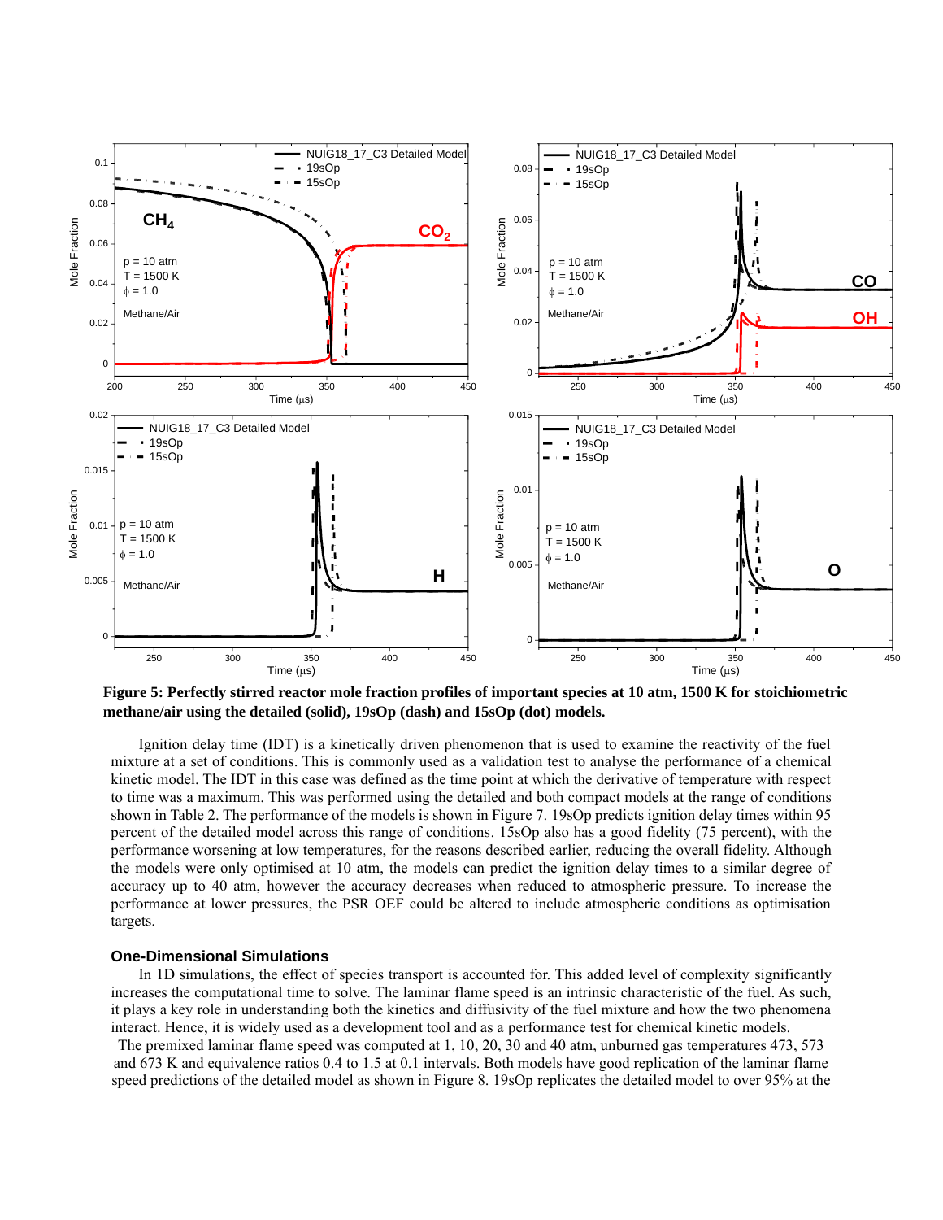**Figure 5: Perfectly stirred reactor mole fraction profiles of important species at 10 atm, 1500 K for stoichiometric methane/air using the detailed (solid), 19sOp (dash) and 15sOp (dot) models.**

Ignition delay time (IDT) is a kinetically driven phenomenon that is used to examine the reactivity of the fuel mixture at a set of conditions. This is commonly used as a validation test to analyse the performance of a chemical kinetic model. The IDT in this case was defined as the time point at which the derivative of temperature with respect to time was a maximum. This was performed using the detailed and both compact models at the range of conditions shown in Table 2. The performance of the models is shown in Figure 7. 19sOp predicts ignition delay times within 95 percent of the detailed model across this range of conditions. 15sOp also has a good fidelity (75 percent), with the performance worsening at low temperatures, for the reasons described earlier, reducing the overall fidelity. Although the models were only optimised at 10 atm, the models can predict the ignition delay times to a similar degree of accuracy up to 40 atm, however the accuracy decreases when reduced to atmospheric pressure. To increase the performance at lower pressures, the PSR OEF could be altered to include atmospheric conditions as optimisation targets.

### One-Dimensional Simulations

In 1D simulations, the effect of species transport is accounted for. This added level of complexity significantly increases the computational time to solve. The laminar flame speed is an intrinsic characteristic of the fuel. As such, it plays a key role in understanding both the kinetics and diffusivity of the fuel mixture and how the two phenomena interact. Hence, it is widely used as a development tool and as a performance test for chemical kinetic models.

The premixed laminar flame speed was computed at 1, 10, 20, 30 and 40 atm, unburned gas temperatures 473, 573 and 673 K and equivalence ratios 0.4 to 1.5 at 0.1 intervals. Both models have good replication of the laminar flame speed predictions of the detailed model as shown in Figure 8. 19sOp replicates the detailed model to over 95% at the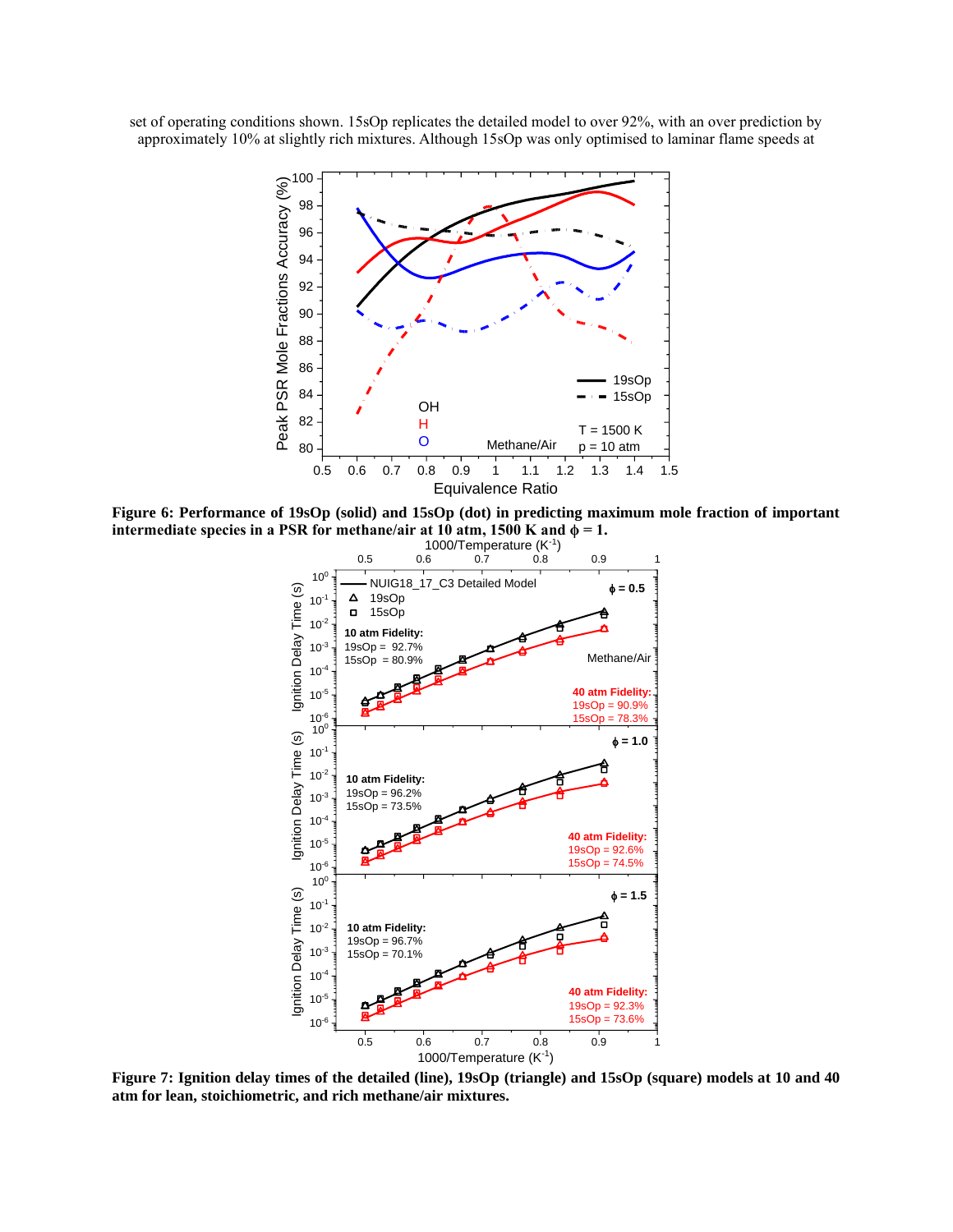set of operating conditions shown. 15sOp replicates the detailed model to over 92%, with an over prediction by approximately 10% at slightly rich mixtures. Although 15sOp was only optimised to laminar flame speeds at

**Figure 6: Performance of 19sOp (solid) and 15sOp (dot) in predicting maximum mole fraction of important intermediate species in a PSR for methane/air at 10 atm, 1500 K and ϕ = 1.**

**Figure 7: Ignition delay times of the detailed (line), 19sOp (triangle) and 15sOp (square) models at 10 and 40 atm for lean, stoichiometric, and rich methane/air mixtures.**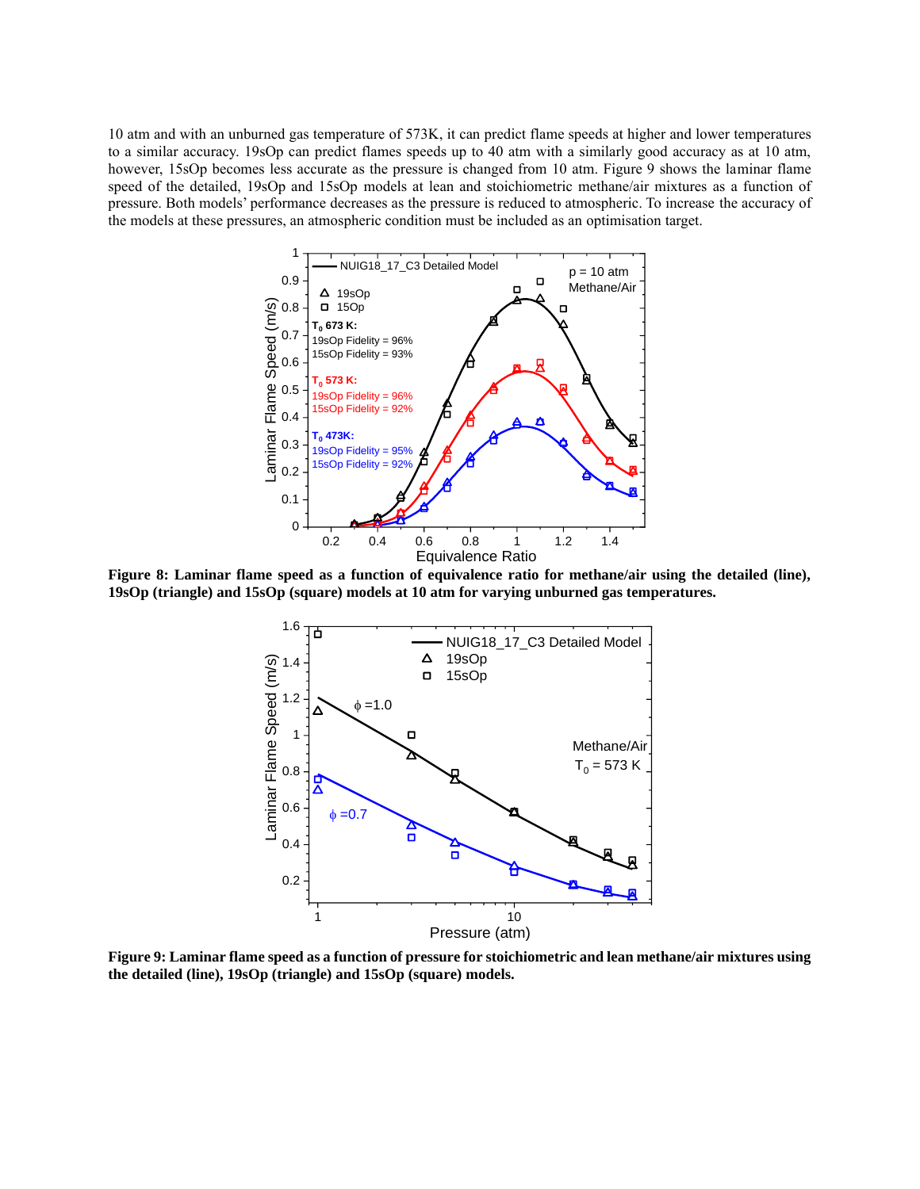10 atm and with an unburned gas temperature of 573K, it can predict flame speeds at higher and lower temperatures to a similar accuracy. 19sOp can predict flames speeds up to 40 atm with a similarly good accuracy as at 10 atm, however, 15sOp becomes less accurate as the pressure is changed from 10 atm. Figure 9 shows the laminar flame speed of the detailed, 19sOp and 15sOp models at lean and stoichiometric methane/air mixtures as a function of pressure. Both models' performance decreases as the pressure is reduced to atmospheric. To increase the accuracy of the models at these pressures, an atmospheric condition must be included as an optimisation target.

**Figure 8: Laminar flame speed as a function of equivalence ratio for methane/air using the detailed (line), 19sOp (triangle) and 15sOp (square) models at 10 atm for varying unburned gas temperatures.**

**Figure 9: Laminar flame speed as a function of pressure for stoichiometric and lean methane/air mixtures using the detailed (line), 19sOp (triangle) and 15sOp (square) models.**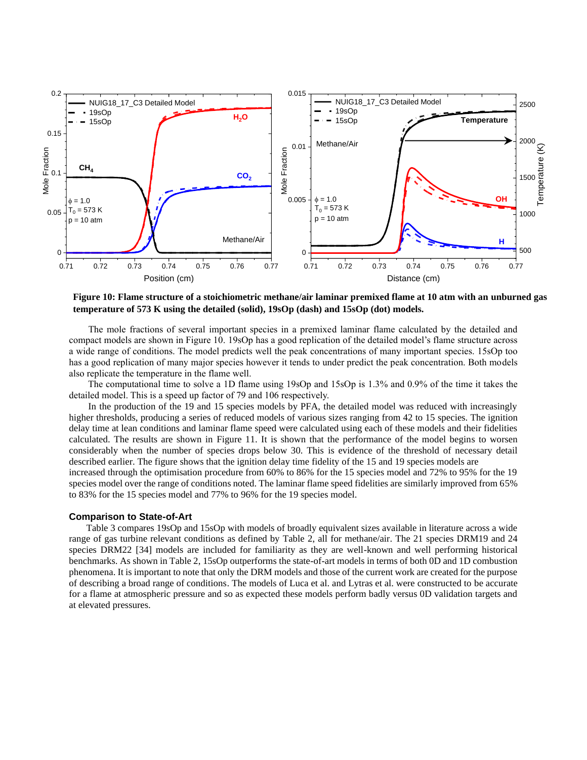**Figure 10: Flame structure of a stoichiometric methane/air laminar premixed flame at 10 atm with an unburned gas temperature of 573 K using the detailed (solid), 19sOp (dash) and 15sOp (dot) models.**

The mole fractions of several important species in a premixed laminar flame calculated by the detailed and compact models are shown in Figure 10. 19sOp has a good replication of the detailed model's flame structure across a wide range of conditions. The model predicts well the peak concentrations of many important species. 15sOp too has a good replication of many major species however it tends to under predict the peak concentration. Both models also replicate the temperature in the flame well.

The computational time to solve a 1D flame using 19sOp and 15sOp is 1.3% and 0.9% of the time it takes the detailed model. This is a speed up factor of 79 and 106 respectively.

In the production of the 19 and 15 species models by PFA, the detailed model was reduced with increasingly higher thresholds, producing a series of reduced models of various sizes ranging from 42 to 15 species. The ignition delay time at lean conditions and laminar flame speed were calculated using each of these models and their fidelities calculated. The results are shown in Figure 11. It is shown that the performance of the model begins to worsen considerably when the number of species drops below 30. This is evidence of the threshold of necessary detail described earlier. The figure shows that the ignition delay time fidelity of the 15 and 19 species models are increased through the optimisation procedure from 60% to 86% for the 15 species model and 72% to 95% for the 19 species model over the range of conditions noted. The laminar flame speed fidelities are similarly improved from 65% to 83% for the 15 species model and 77% to 96% for the 19 species model.

### Comparison to State-of-Art

Table 3 compares 19sOp and 15sOp with models of broadly equivalent sizes available in literature across a wide range of gas turbine relevant conditions as defined by Table 2, all for methane/air. The 21 species DRM19 and 24 species DRM22 [34] models are included for familiarity as they are well-known and well performing historical benchmarks. As shown in Table 2, 15sOp outperforms the state-of-art models in terms of both 0D and 1D combustion phenomena. It is important to note that only the DRM models and those of the current work are created for the purpose of describing a broad range of conditions. The models of Luca et al. and Lytras et al. were constructed to be accurate for a flame at atmospheric pressure and so as expected these models perform badly versus 0D validation targets and at elevated pressures.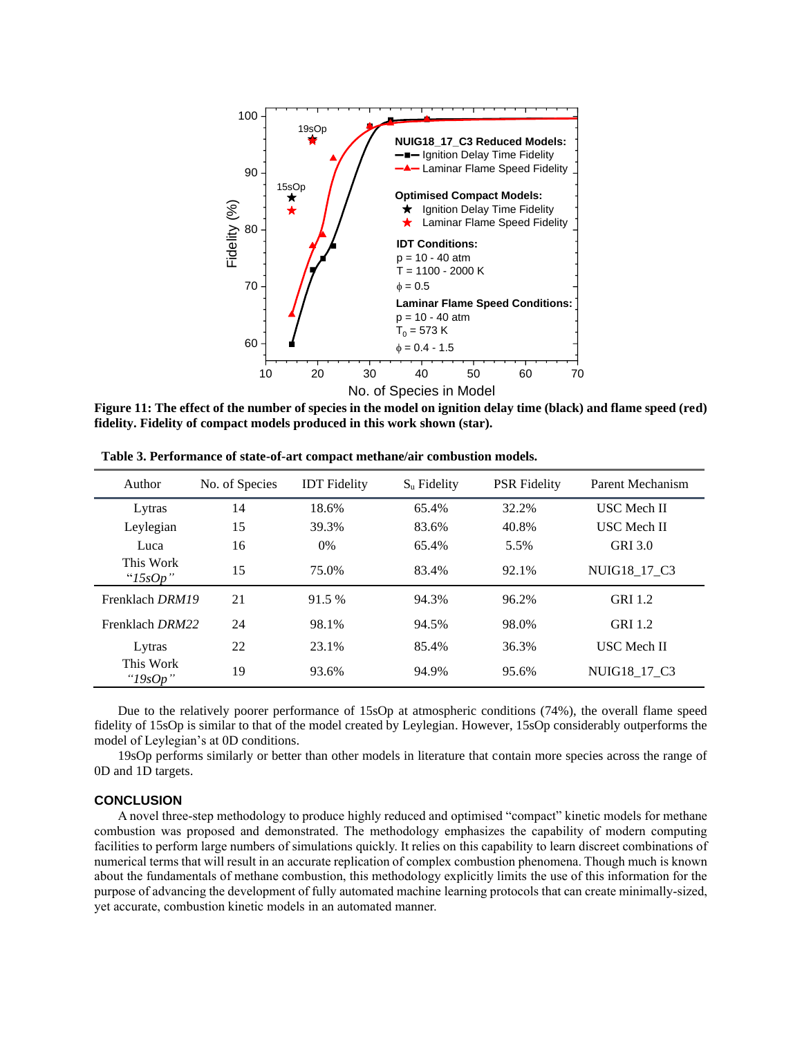**Figure 11: The effect of the number of species in the model on ignition delay time (black) and flame speed (red) fidelity. Fidelity of compact models produced in this work shown (star).**

**Table 3. Performance of state-of-art compact methane/air combustion models.**

| Author | No. of Species | IDT Fidelity | $S_u$ Fidelity | PSR Fidelity | Parent Mechanism |
|---|---|---|---|---|---|
| Lytras | 14 | 18.6% | 65.4% | 32.2% | USC Mech II |
| Leylegian | 15 | 39.3% | 83.6% | 40.8% | USC Mech II |
| Luca | 16 | 0% | 65.4% | 5.5% | GRI 3.0 |
| This Work *"15sOp"* | 15 | 75.0% | 83.4% | 92.1% | NUIG18_17_C3 |
| Frenklach *DRM19* | 21 | 91.5 % | 94.3% | 96.2% | GRI 1.2 |
| Frenklach *DRM22* | 24 | 98.1% | 94.5% | 98.0% | GRI 1.2 |
| Lytras | 22 | 23.1% | 85.4% | 36.3% | USC Mech II |
| This Work *"19sOp"* | 19 | 93.6% | 94.9% | 95.6% | NUIG18_17_C3 |

Due to the relatively poorer performance of 15sOp at atmospheric conditions (74%), the overall flame speed fidelity of 15sOp is similar to that of the model created by Leylegian. However, 15sOp considerably outperforms the model of Leylegian's at 0D conditions.

19sOp performs similarly or better than other models in literature that contain more species across the range of 0D and 1D targets.

## CONCLUSION

A novel three-step methodology to produce highly reduced and optimised "compact" kinetic models for methane combustion was proposed and demonstrated. The methodology emphasizes the capability of modern computing facilities to perform large numbers of simulations quickly. It relies on this capability to learn discreet combinations of numerical terms that will result in an accurate replication of complex combustion phenomena. Though much is known about the fundamentals of methane combustion, this methodology explicitly limits the use of this information for the purpose of advancing the development of fully automated machine learning protocols that can create minimally-sized, yet accurate, combustion kinetic models in an automated manner.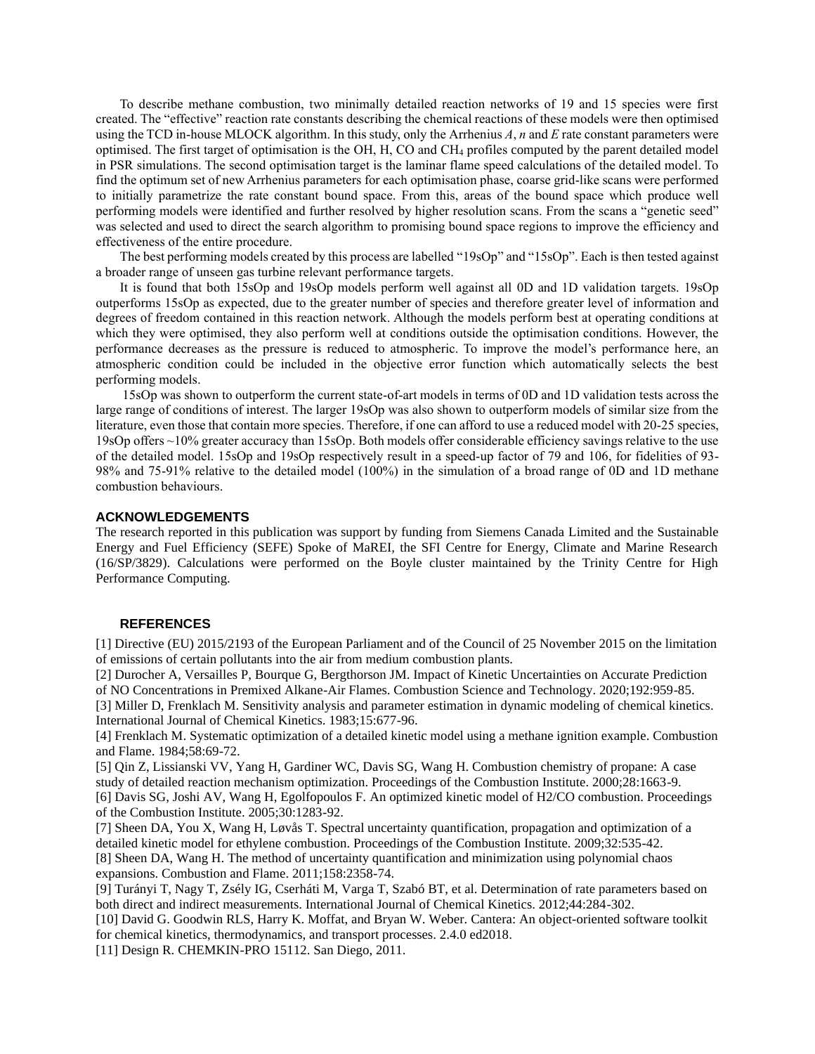To describe methane combustion, two minimally detailed reaction networks of 19 and 15 species were first created. The "effective" reaction rate constants describing the chemical reactions of these models were then optimised using the TCD in-house MLOCK algorithm. In this study, only the Arrhenius *A*, *n* and *E* rate constant parameters were optimised. The first target of optimisation is the OH, H, CO and $CH_4$ profiles computed by the parent detailed model in PSR simulations. The second optimisation target is the laminar flame speed calculations of the detailed model. To find the optimum set of new Arrhenius parameters for each optimisation phase, coarse grid-like scans were performed to initially parametrize the rate constant bound space. From this, areas of the bound space which produce well performing models were identified and further resolved by higher resolution scans. From the scans a "genetic seed" was selected and used to direct the search algorithm to promising bound space regions to improve the efficiency and effectiveness of the entire procedure.

The best performing models created by this process are labelled "19sOp" and "15sOp". Each is then tested against a broader range of unseen gas turbine relevant performance targets.

It is found that both 15sOp and 19sOp models perform well against all 0D and 1D validation targets. 19sOp outperforms 15sOp as expected, due to the greater number of species and therefore greater level of information and degrees of freedom contained in this reaction network. Although the models perform best at operating conditions at which they were optimised, they also perform well at conditions outside the optimisation conditions. However, the performance decreases as the pressure is reduced to atmospheric. To improve the model's performance here, an atmospheric condition could be included in the objective error function which automatically selects the best performing models.

15sOp was shown to outperform the current state-of-art models in terms of 0D and 1D validation tests across the large range of conditions of interest. The larger 19sOp was also shown to outperform models of similar size from the literature, even those that contain more species. Therefore, if one can afford to use a reduced model with 20-25 species, 19sOp offers ~10% greater accuracy than 15sOp. Both models offer considerable efficiency savings relative to the use of the detailed model. 15sOp and 19sOp respectively result in a speed-up factor of 79 and 106, for fidelities of 93-98% and 75-91% relative to the detailed model (100%) in the simulation of a broad range of 0D and 1D methane combustion behaviours.

## ACKNOWLEDGEMENTS

The research reported in this publication was support by funding from Siemens Canada Limited and the Sustainable Energy and Fuel Efficiency (SEFE) Spoke of MaREI, the SFI Centre for Energy, Climate and Marine Research (16/SP/3829). Calculations were performed on the Boyle cluster maintained by the Trinity Centre for High Performance Computing.

## REFERENCES

[1] Directive (EU) 2015/2193 of the European Parliament and of the Council of 25 November 2015 on the limitation of emissions of certain pollutants into the air from medium combustion plants.

[2] Durocher A, Versailles P, Bourque G, Bergthorson JM. Impact of Kinetic Uncertainties on Accurate Prediction of NO Concentrations in Premixed Alkane-Air Flames. Combustion Science and Technology. 2020;192:959-85.

[3] Miller D, Frenklach M. Sensitivity analysis and parameter estimation in dynamic modeling of chemical kinetics. International Journal of Chemical Kinetics. 1983;15:677-96.

[4] Frenklach M. Systematic optimization of a detailed kinetic model using a methane ignition example. Combustion and Flame. 1984;58:69-72.

[5] Qin Z, Lissianski VV, Yang H, Gardiner WC, Davis SG, Wang H. Combustion chemistry of propane: A case study of detailed reaction mechanism optimization. Proceedings of the Combustion Institute. 2000;28:1663-9.

[6] Davis SG, Joshi AV, Wang H, Egolfopoulos F. An optimized kinetic model of H2/CO combustion. Proceedings of the Combustion Institute. 2005;30:1283-92.

[7] Sheen DA, You X, Wang H, Løvås T. Spectral uncertainty quantification, propagation and optimization of a detailed kinetic model for ethylene combustion. Proceedings of the Combustion Institute. 2009;32:535-42.

[8] Sheen DA, Wang H. The method of uncertainty quantification and minimization using polynomial chaos expansions. Combustion and Flame. 2011;158:2358-74.

[9] Turányi T, Nagy T, Zsély IG, Cserháti M, Varga T, Szabó BT, et al. Determination of rate parameters based on both direct and indirect measurements. International Journal of Chemical Kinetics. 2012;44:284-302.

[10] David G. Goodwin RLS, Harry K. Moffat, and Bryan W. Weber. Cantera: An object-oriented software toolkit for chemical kinetics, thermodynamics, and transport processes. 2.4.0 ed2018.

[11] Design R. CHEMKIN-PRO 15112. San Diego, 2011.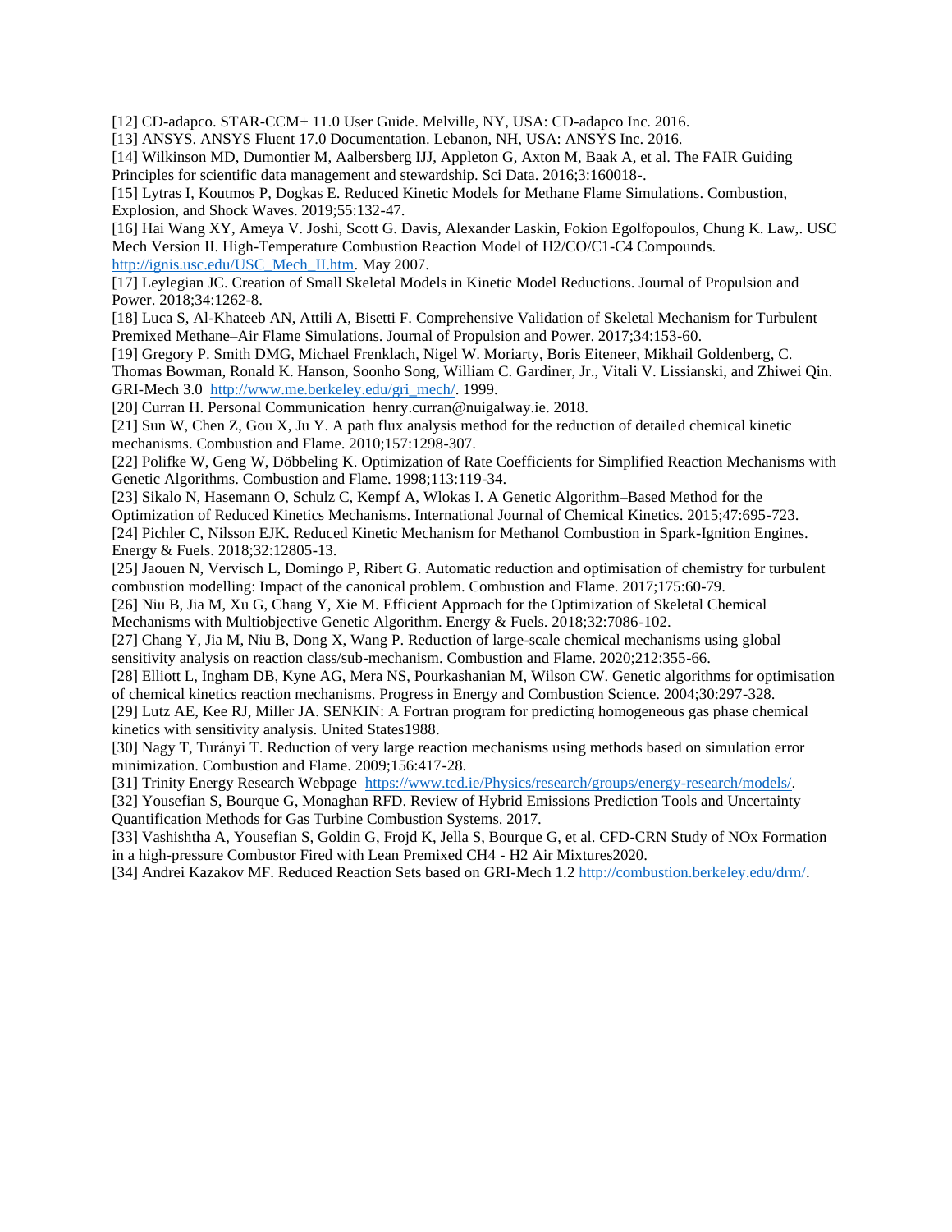[12] CD-adapco. STAR-CCM+ 11.0 User Guide. Melville, NY, USA: CD-adapco Inc. 2016.

[13] ANSYS. ANSYS Fluent 17.0 Documentation. Lebanon, NH, USA: ANSYS Inc. 2016.

[14] Wilkinson MD, Dumontier M, Aalbersberg IJJ, Appleton G, Axton M, Baak A, et al. The FAIR Guiding Principles for scientific data management and stewardship. Sci Data. 2016;3:160018-.

[15] Lytras I, Koutmos P, Dogkas E. Reduced Kinetic Models for Methane Flame Simulations. Combustion, Explosion, and Shock Waves. 2019;55:132-47.

[16] Hai Wang XY, Ameya V. Joshi, Scott G. Davis, Alexander Laskin, Fokion Egolfopoulos, Chung K. Law,. USC Mech Version II. High-Temperature Combustion Reaction Model of H2/CO/C1-C4 Compounds. http://ignis.usc.edu/USC_Mech_II.htm. May 2007.

[17] Leylegian JC. Creation of Small Skeletal Models in Kinetic Model Reductions. Journal of Propulsion and Power. 2018;34:1262-8.

[18] Luca S, Al-Khateeb AN, Attili A, Bisetti F. Comprehensive Validation of Skeletal Mechanism for Turbulent Premixed Methane–Air Flame Simulations. Journal of Propulsion and Power. 2017;34:153-60.

[19] Gregory P. Smith DMG, Michael Frenklach, Nigel W. Moriarty, Boris Eiteneer, Mikhail Goldenberg, C. Thomas Bowman, Ronald K. Hanson, Soonho Song, William C. Gardiner, Jr., Vitali V. Lissianski, and Zhiwei Qin. GRI-Mech 3.0 http://www.me.berkeley.edu/gri_mech/. 1999.

[20] Curran H. Personal Communication henry.curran@nuigalway.ie. 2018.

[21] Sun W, Chen Z, Gou X, Ju Y. A path flux analysis method for the reduction of detailed chemical kinetic mechanisms. Combustion and Flame. 2010;157:1298-307.

[22] Polifke W, Geng W, Döbbeling K. Optimization of Rate Coefficients for Simplified Reaction Mechanisms with Genetic Algorithms. Combustion and Flame. 1998;113:119-34.

[23] Sikalo N, Hasemann O, Schulz C, Kempf A, Wlokas I. A Genetic Algorithm–Based Method for the Optimization of Reduced Kinetics Mechanisms. International Journal of Chemical Kinetics. 2015;47:695-723.

[24] Pichler C, Nilsson EJK. Reduced Kinetic Mechanism for Methanol Combustion in Spark-Ignition Engines. Energy & Fuels. 2018;32:12805-13.

[25] Jaouen N, Vervisch L, Domingo P, Ribert G. Automatic reduction and optimisation of chemistry for turbulent combustion modelling: Impact of the canonical problem. Combustion and Flame. 2017;175:60-79.

[26] Niu B, Jia M, Xu G, Chang Y, Xie M. Efficient Approach for the Optimization of Skeletal Chemical Mechanisms with Multiobjective Genetic Algorithm. Energy & Fuels. 2018;32:7086-102.

[27] Chang Y, Jia M, Niu B, Dong X, Wang P. Reduction of large-scale chemical mechanisms using global sensitivity analysis on reaction class/sub-mechanism. Combustion and Flame. 2020;212:355-66.

[28] Elliott L, Ingham DB, Kyne AG, Mera NS, Pourkashanian M, Wilson CW. Genetic algorithms for optimisation of chemical kinetics reaction mechanisms. Progress in Energy and Combustion Science. 2004;30:297-328.

[29] Lutz AE, Kee RJ, Miller JA. SENKIN: A Fortran program for predicting homogeneous gas phase chemical kinetics with sensitivity analysis. United States1988.

[30] Nagy T, Turányi T. Reduction of very large reaction mechanisms using methods based on simulation error minimization. Combustion and Flame. 2009;156:417-28.

[31] Trinity Energy Research Webpage https://www.tcd.ie/Physics/research/groups/energy-research/models/.

[32] Yousefian S, Bourque G, Monaghan RFD. Review of Hybrid Emissions Prediction Tools and Uncertainty Quantification Methods for Gas Turbine Combustion Systems. 2017.

[33] Vashishtha A, Yousefian S, Goldin G, Frojd K, Jella S, Bourque G, et al. CFD-CRN Study of NOx Formation in a high-pressure Combustor Fired with Lean Premixed CH4 - H2 Air Mixtures2020.

[34] Andrei Kazakov MF. Reduced Reaction Sets based on GRI-Mech 1.2 http://combustion.berkeley.edu/drm/.